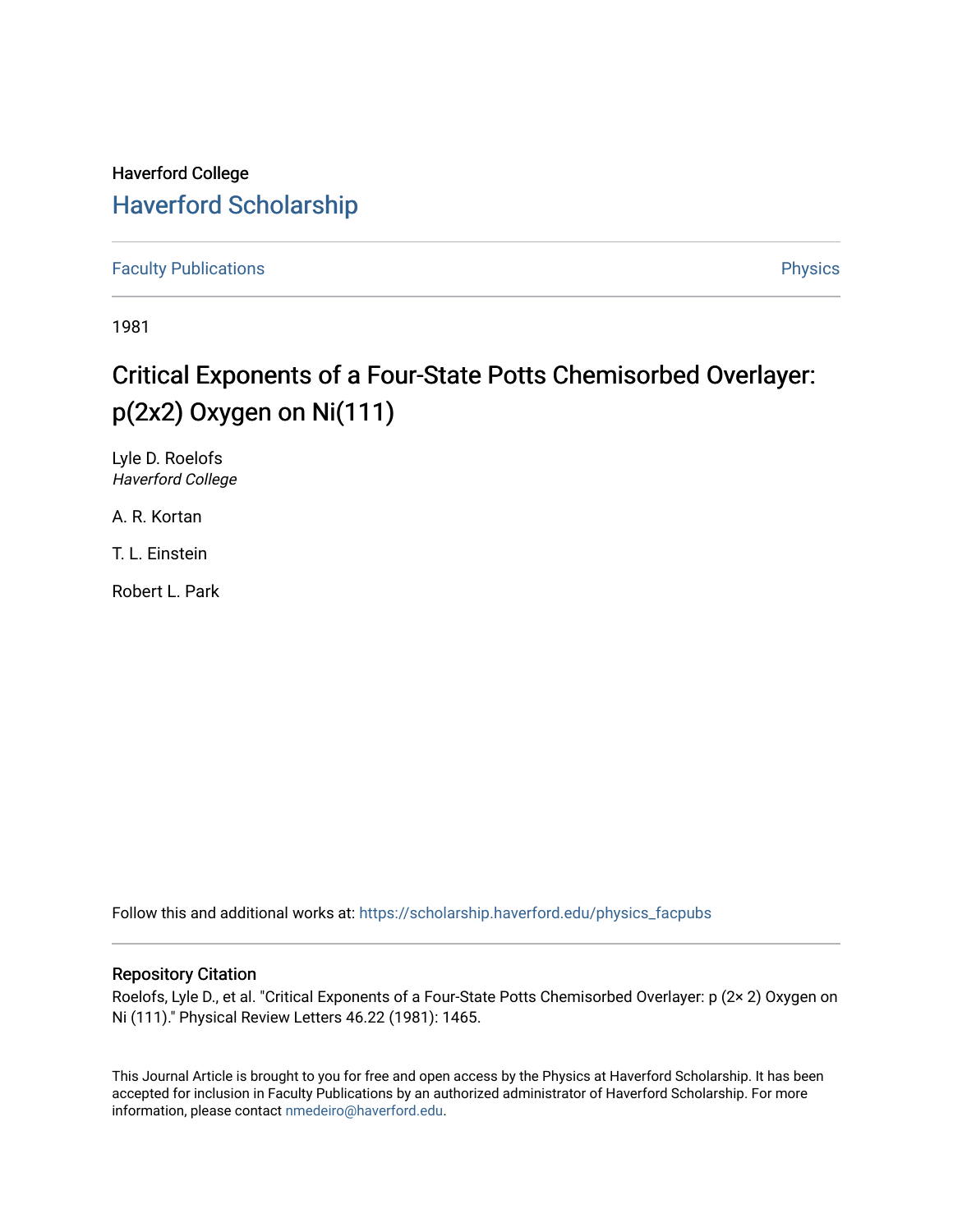Haverford College

## Haverford Scholarship

Faculty Publications | Physics

1981

# Critical Exponents of a Four-State Potts Chemisorbed Overlayer: p(2x2) Oxygen on Ni(111)

Lyle D. Roelofs
*Haverford College*

A. R. Kortan

T. L. Einstein

Robert L. Park

Follow this and additional works at: https://scholarship.haverford.edu/physics_facpubs

### Repository Citation

Roelofs, Lyle D., et al. "Critical Exponents of a Four-State Potts Chemisorbed Overlayer: p (2× 2) Oxygen on Ni (111)." Physical Review Letters 46.22 (1981): 1465.

This Journal Article is brought to you for free and open access by the Physics at Haverford Scholarship. It has been accepted for inclusion in Faculty Publications by an authorized administrator of Haverford Scholarship. For more information, please contact nmedeiro@haverford.edu.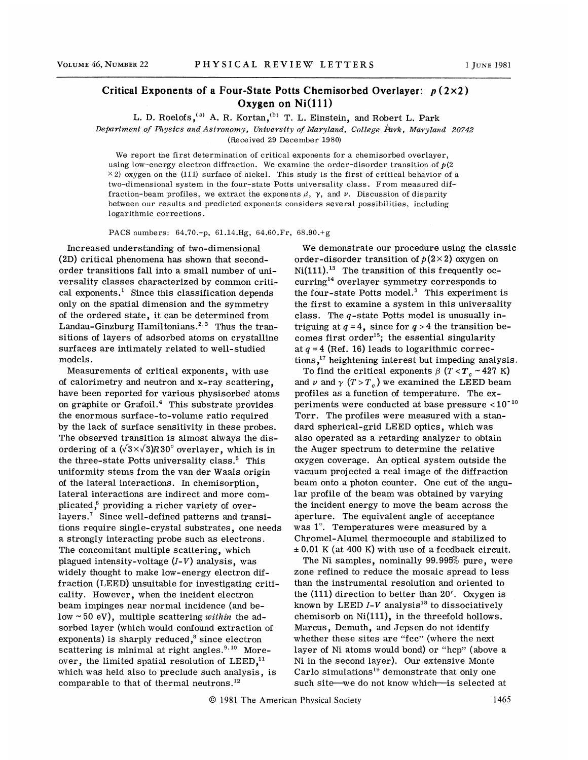# Critical Exponents of a Four-State Potts Chemisorbed Overlayer: $p(2\times2)$ Oxygen on Ni(111)

L. D. Roelofs,[a] A. R. Kortan,[b] T. L. Einstein, and Robert L. Park

*Department of Physics and Astronomy, University of Maryland, College Park, Maryland 20742*

(Received 29 December 1980)

We report the first determination of critical exponents for a chemisorbed overlayer, using low-energy electron diffraction. We examine the order-disorder transition of $p(2\times2)$ oxygen on the (111) surface of nickel. This study is the first of critical behavior of a two-dimensional system in the four-state Potts universality class. From measured diffraction-beam profiles, we extract the exponents $\beta$, $\gamma$, and $\nu$. Discussion of disparity between our results and predicted exponents considers several possibilities, including logarithmic corrections.

PACS numbers: 64.70.-p, 61.14.Hg, 64.60.Fr, 68.90.+g

Increased understanding of two-dimensional (2D) critical phenomena has shown that second-order transitions fall into a small number of universality classes characterized by common critical exponents.[1] Since this classification depends only on the spatial dimension and the symmetry of the ordered state, it can be determined from Landau-Ginzburg Hamiltonians.[2,3] Thus the transitions of layers of adsorbed atoms on crystalline surfaces are intimately related to well-studied models.

Measurements of critical exponents, with use of calorimetry and neutron and x-ray scattering, have been reported for various physisorbed atoms on graphite or Grafoil.[4] This substrate provides the enormous surface-to-volume ratio required by the lack of surface sensitivity in these probes. The observed transition is almost always the disordering of a $(\sqrt{3}\times\sqrt{3})R30^\circ$ overlayer, which is in the three-state Potts universality class.[5] This uniformity stems from the van der Waals origin of the lateral interactions. In chemisorption, lateral interactions are indirect and more complicated,[6] providing a richer variety of overlayers.[7] Since well-defined patterns and transitions require single-crystal substrates, one needs a strongly interacting probe such as electrons. The concomitant multiple scattering, which plagued intensity-voltage ($I$-$V$) analysis, was widely thought to make low-energy electron diffraction (LEED) unsuitable for investigating criticality. However, when the incident electron beam impinges near normal incidence (and below ~50 eV), multiple scattering *within* the adsorbed layer (which would confound extraction of exponents) is sharply reduced,[8] since electron scattering is minimal at right angles.[9,10] Moreover, the limited spatial resolution of LEED,[11] which was held also to preclude such analysis, is comparable to that of thermal neutrons.[12]

We demonstrate our procedure using the classic order-disorder transition of $p(2\times2)$ oxygen on Ni(111).[13] The transition of this frequently occurring[14] overlayer symmetry corresponds to the four-state Potts model.[3] This experiment is the first to examine a system in this universality class. The $q$-state Potts model is unusually intriguing at $q=4$, since for $q>4$ the transition becomes first order[15]; the essential singularity at $q=4$ (Ref. 16) leads to logarithmic corrections,[17] heightening interest but impeding analysis.

To find the critical exponents $\beta$ ($T<T_c\sim427$ K) and $\nu$ and $\gamma$ ($T>T_c$) we examined the LEED beam profiles as a function of temperature. The experiments were conducted at base pressure $<10^{-10}$ Torr. The profiles were measured with a standard spherical-grid LEED optics, which was also operated as a retarding analyzer to obtain the Auger spectrum to determine the relative oxygen coverage. An optical system outside the vacuum projected a real image of the diffraction beam onto a photon counter. One cut of the angular profile of the beam was obtained by varying the incident energy to move the beam across the aperture. The equivalent angle of acceptance was 1°. Temperatures were measured by a Chromel-Alumel thermocouple and stabilized to $\pm0.01$ K (at 400 K) with use of a feedback circuit.

The Ni samples, nominally 99.995% pure, were zone refined to reduce the mosaic spread to less than the instrumental resolution and oriented to the (111) direction to better than 20′. Oxygen is known by LEED $I$-$V$ analysis[18] to dissociatively chemisorb on Ni(111), in the threefold hollows. Marcus, Demuth, and Jepsen do not identify whether these sites are "fcc" (where the next layer of Ni atoms would bond) or "hcp" (above a Ni in the second layer). Our extensive Monte Carlo simulations[19] demonstrate that only one such site—we do not know which—is selected at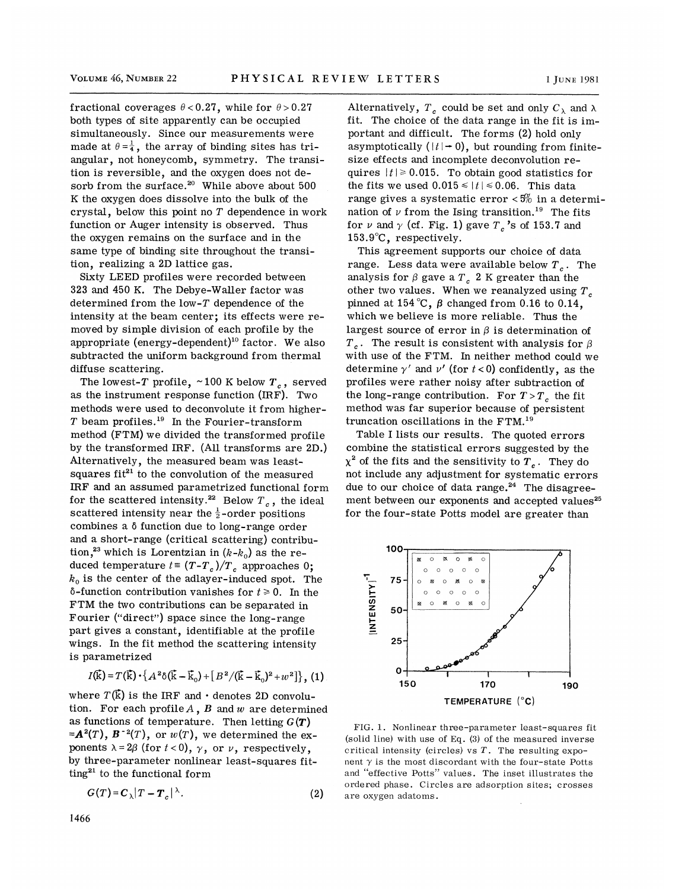fractional coverages $\theta < 0.27$, while for $\theta > 0.27$ both types of site apparently can be occupied simultaneously. Since our measurements were made at $\theta = \frac{1}{4}$, the array of binding sites has triangular, not honeycomb, symmetry. The transition is reversible, and the oxygen does not desorb from the surface.[20] While above about 500 K the oxygen does dissolve into the bulk of the crystal, below this point no $T$ dependence in work function or Auger intensity is observed. Thus the oxygen remains on the surface and in the same type of binding site throughout the transition, realizing a 2D lattice gas.

Sixty LEED profiles were recorded between 323 and 450 K. The Debye-Waller factor was determined from the low-$T$ dependence of the intensity at the beam center; its effects were removed by simple division of each profile by the appropriate (energy-dependent)[10] factor. We also subtracted the uniform background from thermal diffuse scattering.

The lowest-$T$ profile, ~100 K below $T_c$, served as the instrument response function (IRF). Two methods were used to deconvolute it from higher-$T$ beam profiles.[19] In the Fourier-transform method (FTM) we divided the transformed profile by the transformed IRF. (All transforms are 2D.) Alternatively, the measured beam was least-squares fit[21] to the convolution of the measured IRF and an assumed parametrized functional form for the scattered intensity.[22] Below $T_c$, the ideal scattered intensity near the $\frac{1}{2}$-order positions combines a $\delta$ function due to long-range order and a short-range (critical scattering) contribution,[23] which is Lorentzian in $(k-k_0)$ as the reduced temperature $t \equiv (T-T_c)/T_c$ approaches 0; $k_0$ is the center of the adlayer-induced spot. The $\delta$-function contribution vanishes for $t \geq 0$. In the FTM the two contributions can be separated in Fourier ("direct") space since the long-range part gives a constant, identifiable at the profile wings. In the fit method the scattering intensity is parametrized

$$I(\vec{k}) = T(\vec{k}) \cdot \{A^2\delta(\vec{k}-\vec{k}_0) + [B^2/(\vec{k}-\vec{k}_0)^2 + w^2]\}, \quad (1)$$

where $T(\vec{k})$ is the IRF and $\cdot$ denotes 2D convolution. For each profile $A$, $B$ and $w$ are determined as functions of temperature. Then letting $G(T) = A^2(T)$, $B^{-2}(T)$, or $w(T)$, we determined the exponents $\lambda = 2\beta$ (for $t<0$), $\gamma$, or $\nu$, respectively, by three-parameter nonlinear least-squares fitting[21] to the functional form

$$G(T) = C_\lambda |T - T_c|^\lambda. \quad (2)$$

Alternatively, $T_c$ could be set and only $C_\lambda$ and $\lambda$ fit. The choice of the data range in the fit is important and difficult. The forms (2) hold only asymptotically ($|t| \to 0$), but rounding from finite-size effects and incomplete deconvolution requires $|t| \geq 0.015$. To obtain good statistics for the fits we used $0.015 \leq |t| \leq 0.06$. This data range gives a systematic error < 5% in a determination of $\nu$ from the Ising transition.[19] The fits for $\nu$ and $\gamma$ (cf. Fig. 1) gave $T_c$'s of 153.7 and 153.9°C, respectively.

This agreement supports our choice of data range. Less data were available below $T_c$. The analysis for $\beta$ gave a $T_c$ 2 K greater than the other two values. When we reanalyzed using $T_c$ pinned at 154°C, $\beta$ changed from 0.16 to 0.14, which we believe is more reliable. Thus the largest source of error in $\beta$ is determination of $T_c$. The result is consistent with analysis for $\beta$ with use of the FTM. In neither method could we determine $\gamma'$ and $\nu'$ (for $t<0$) confidently, as the profiles were rather noisy after subtraction of the long-range contribution. For $T > T_c$ the fit method was far superior because of persistent truncation oscillations in the FTM.[19]

Table I lists our results. The quoted errors combine the statistical errors suggested by the $\chi^2$ of the fits and the sensitivity to $T_c$. They do not include any adjustment for systematic errors due to our choice of data range.[24] The disagreement between our exponents and accepted values[25] for the four-state Potts model are greater than

FIG. 1. Nonlinear three-parameter least-squares fit (solid line) with use of Eq. (3) of the measured inverse critical intensity (circles) vs $T$. The resulting exponent $\gamma$ is the most discordant with the four-state Potts and "effective Potts" values. The inset illustrates the ordered phase. Circles are adsorption sites; crosses are oxygen adatoms.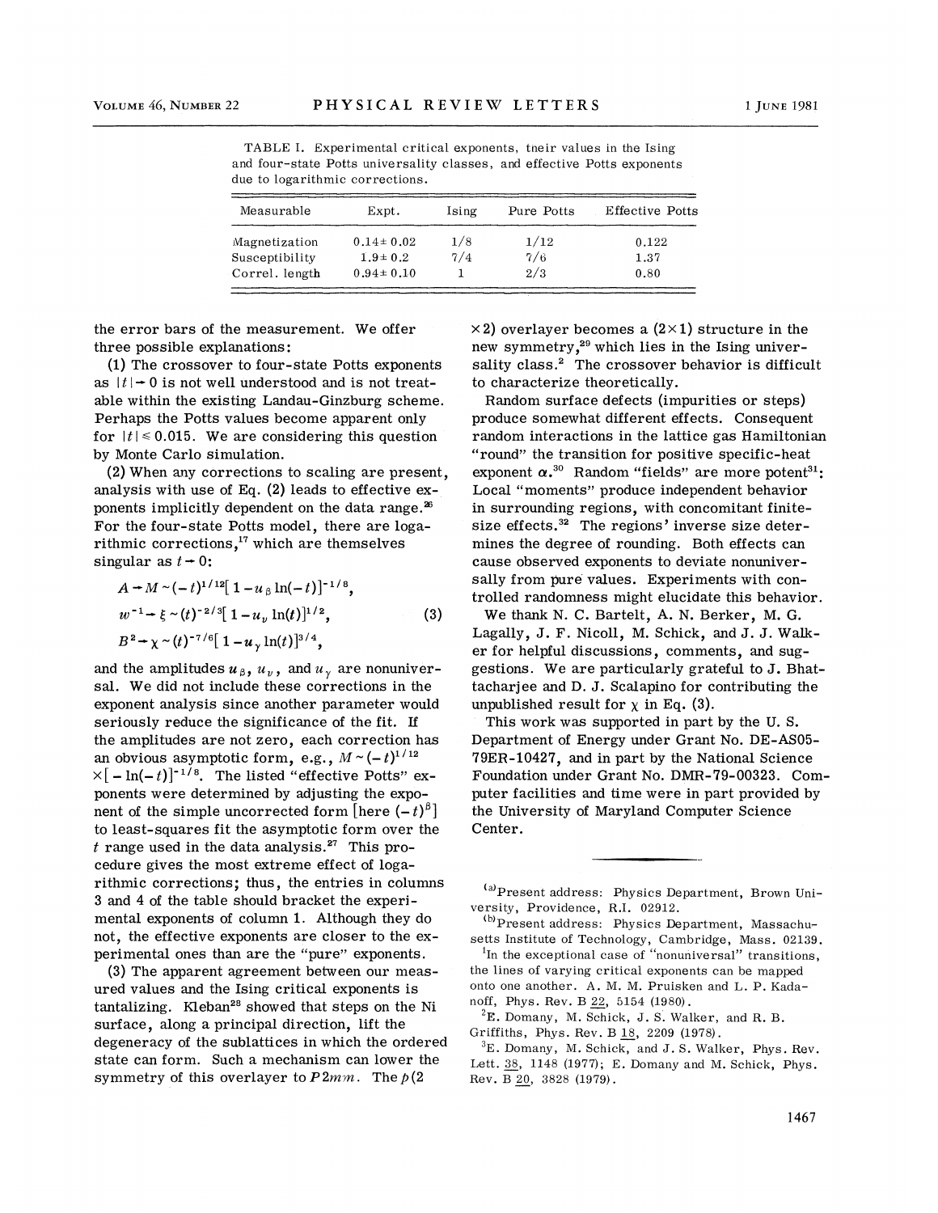TABLE I. Experimental critical exponents, their values in the Ising and four-state Potts universality classes, and effective Potts exponents due to logarithmic corrections.

| Measurable | Expt. | Ising | Pure Potts | Effective Potts |
|---|---|---|---|---|
| Magnetization | $0.14 \pm 0.02$ | 1/8 | 1/12 | 0.122 |
| Susceptibility | $1.9 \pm 0.2$ | 7/4 | 7/6 | 1.37 |
| Correl. length | $0.94 \pm 0.10$ | 1 | 2/3 | 0.80 |

the error bars of the measurement. We offer three possible explanations:

(1) The crossover to four-state Potts exponents as $|t| \to 0$ is not well understood and is not treatable within the existing Landau-Ginzburg scheme. Perhaps the Potts values become apparent only for $|t| \leq 0.015$. We are considering this question by Monte Carlo simulation.

(2) When any corrections to scaling are present, analysis with use of Eq. (2) leads to effective exponents implicitly dependent on the data range.[26] For the four-state Potts model, there are logarithmic corrections,[17] which are themselves singular as $t \to 0$:

$$
\begin{aligned}
A \to M &\sim (-t)^{1/12}[1 - u_\beta \ln(-t)]^{-1/8}, \\
w^{-1} \to \xi &\sim (t)^{-2/3}[1 - u_\nu \ln(t)]^{1/2}, \qquad (3) \\
B^2 \to \chi &\sim (t)^{-7/6}[1 - u_\gamma \ln(t)]^{3/4},
\end{aligned}
$$

and the amplitudes $u_\beta$, $u_\nu$, and $u_\gamma$ are nonuniversal. We did not include these corrections in the exponent analysis since another parameter would seriously reduce the significance of the fit. If the amplitudes are not zero, each correction has an obvious asymptotic form, e.g., $M \sim (-t)^{1/12} \times [-\ln(-t)]^{-1/8}$. The listed "effective Potts" exponents were determined by adjusting the exponent of the simple uncorrected form [here $(-t)^\beta$] to least-squares fit the asymptotic form over the $t$ range used in the data analysis.[27] This procedure gives the most extreme effect of logarithmic corrections; thus, the entries in columns 3 and 4 of the table should bracket the experimental exponents of column 1. Although they do not, the effective exponents are closer to the experimental ones than are the "pure" exponents.

(3) The apparent agreement between our measured values and the Ising critical exponents is tantalizing. Kleban[28] showed that steps on the Ni surface, along a principal direction, lift the degeneracy of the sublattices in which the ordered state can form. Such a mechanism can lower the symmetry of this overlayer to $P2mm$. The $p(2 \times 2)$ overlayer becomes a $(2\times 1)$ structure in the new symmetry,[29] which lies in the Ising universality class.[2] The crossover behavior is difficult to characterize theoretically.

Random surface defects (impurities or steps) produce somewhat different effects. Consequent random interactions in the lattice gas Hamiltonian "round" the transition for positive specific-heat exponent $\alpha$.[30] Random "fields" are more potent[31]: Local "moments" produce independent behavior in surrounding regions, with concomitant finite-size effects.[32] The regions' inverse size determines the degree of rounding. Both effects can cause observed exponents to deviate nonuniversally from pure values. Experiments with controlled randomness might elucidate this behavior.

We thank N. C. Bartelt, A. N. Berker, M. G. Lagally, J. F. Nicoll, M. Schick, and J. J. Walker for helpful discussions, comments, and suggestions. We are particularly grateful to J. Bhattacharjee and D. J. Scalapino for contributing the unpublished result for $\chi$ in Eq. (3).

This work was supported in part by the U. S. Department of Energy under Grant No. DE-AS05-79ER-10427, and in part by the National Science Foundation under Grant No. DMR-79-00323. Computer facilities and time were in part provided by the University of Maryland Computer Science Center.

---

[a] Present address: Physics Department, Brown University, Providence, R.I. 02912.

[b] Present address: Physics Department, Massachusetts Institute of Technology, Cambridge, Mass. 02139.

[1] In the exceptional case of "nonuniversal" transitions, the lines of varying critical exponents can be mapped onto one another. A. M. M. Pruisken and L. P. Kadanoff, Phys. Rev. B 22, 5154 (1980).

[2] E. Domany, M. Schick, J. S. Walker, and R. B. Griffiths, Phys. Rev. B 18, 2209 (1978).

[3] E. Domany, M. Schick, and J. S. Walker, Phys. Rev. Lett. 38, 1148 (1977); E. Domany and M. Schick, Phys. Rev. B 20, 3828 (1979).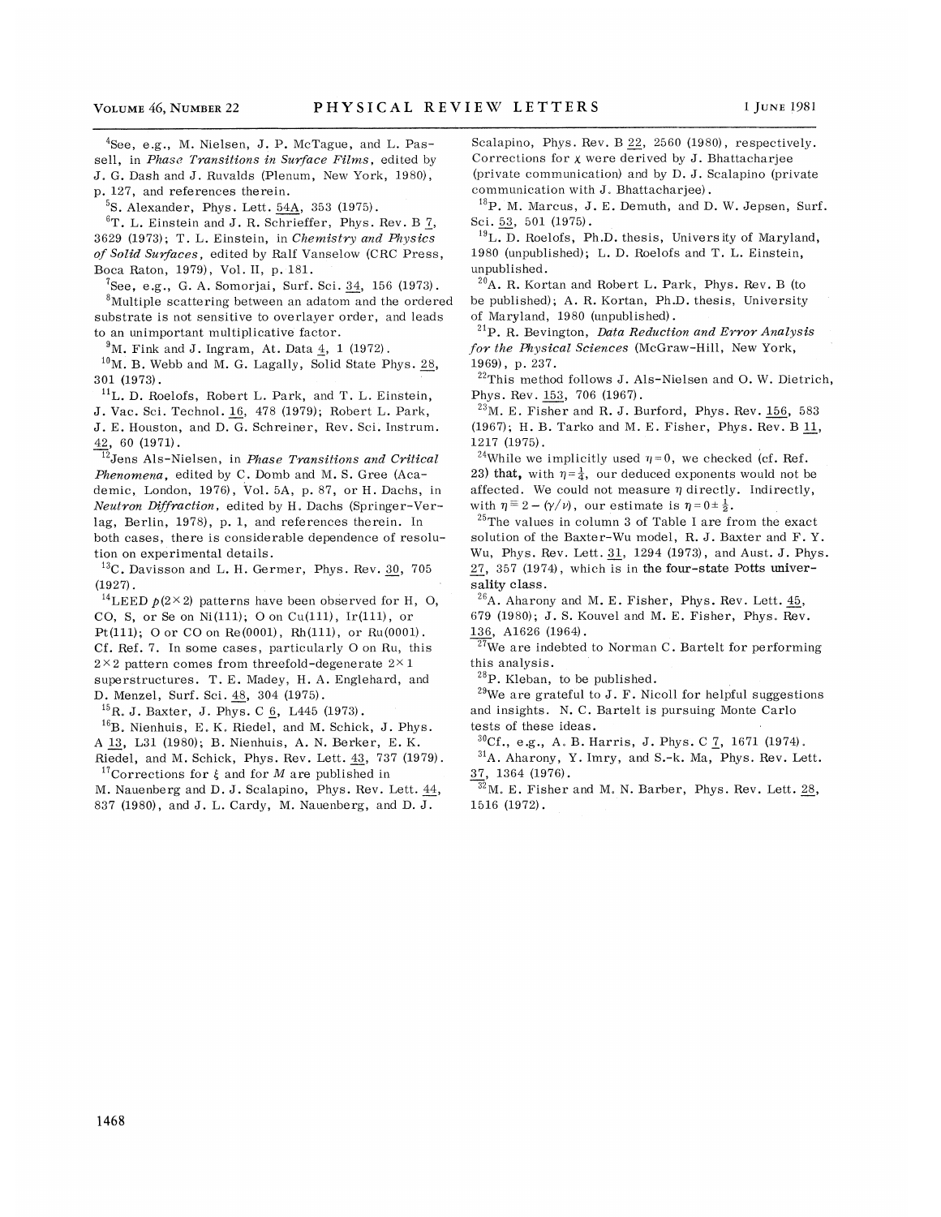[4]See, e.g., M. Nielsen, J. P. McTague, and L. Passell, in *Phase Transitions in Surface Films*, edited by J. G. Dash and J. Ruvalds (Plenum, New York, 1980), p. 127, and references therein.

[5]S. Alexander, Phys. Lett. 54A, 353 (1975).

[6]T. L. Einstein and J. R. Schrieffer, Phys. Rev. B 7, 3629 (1973); T. L. Einstein, in *Chemistry and Physics of Solid Surfaces*, edited by Ralf Vanselow (CRC Press, Boca Raton, 1979), Vol. II, p. 181.

[7]See, e.g., G. A. Somorjai, Surf. Sci. 34, 156 (1973).

[8]Multiple scattering between an adatom and the ordered substrate is not sensitive to overlayer order, and leads to an unimportant multiplicative factor.

[9]M. Fink and J. Ingram, At. Data 4, 1 (1972).

[10]M. B. Webb and M. G. Lagally, Solid State Phys. 28, 301 (1973).

[11]L. D. Roelofs, Robert L. Park, and T. L. Einstein, J. Vac. Sci. Technol. 16, 478 (1979); Robert L. Park, J. E. Houston, and D. G. Schreiner, Rev. Sci. Instrum. 42, 60 (1971).

[12]Jens Als-Nielsen, in *Phase Transitions and Critical Phenomena*, edited by C. Domb and M. S. Gree (Academic, London, 1976), Vol. 5A, p. 87, or H. Dachs, in *Neutron Diffraction*, edited by H. Dachs (Springer-Verlag, Berlin, 1978), p. 1, and references therein. In both cases, there is considerable dependence of resolution on experimental details.

[13]C. Davisson and L. H. Germer, Phys. Rev. 30, 705 (1927).

[14]LEED $p(2\times 2)$ patterns have been observed for H, O, CO, S, or Se on Ni(111); O on Cu(111), Ir(111), or Pt(111); O or CO on Re(0001), Rh(111), or Ru(0001). Cf. Ref. 7. In some cases, particularly O on Ru, this $2\times 2$ pattern comes from threefold-degenerate $2\times 1$ superstructures. T. E. Madey, H. A. Englehard, and D. Menzel, Surf. Sci. 48, 304 (1975).

[15]R. J. Baxter, J. Phys. C 6, L445 (1973).

[16]B. Nienhuis, E. K. Riedel, and M. Schick, J. Phys. A 13, L31 (1980); B. Nienhuis, A. N. Berker, E. K. Riedel, and M. Schick, Phys. Rev. Lett. 43, 737 (1979).

[17]Corrections for $\xi$ and for $M$ are published in M. Nauenberg and D. J. Scalapino, Phys. Rev. Lett. 44, 837 (1980), and J. L. Cardy, M. Nauenberg, and D. J. Scalapino, Phys. Rev. B 22, 2560 (1980), respectively. Corrections for $\chi$ were derived by J. Bhattacharjee (private communication) and by D. J. Scalapino (private communication with J. Bhattacharjee).

[18]P. M. Marcus, J. E. Demuth, and D. W. Jepsen, Surf. Sci. 53, 501 (1975).

[19]L. D. Roelofs, Ph.D. thesis, University of Maryland, 1980 (unpublished); L. D. Roelofs and T. L. Einstein, unpublished.

[20]A. R. Kortan and Robert L. Park, Phys. Rev. B (to be published); A. R. Kortan, Ph.D. thesis, University of Maryland, 1980 (unpublished).

[21]P. R. Bevington, *Data Reduction and Error Analysis for the Physical Sciences* (McGraw-Hill, New York, 1969), p. 237.

[22]This method follows J. Als-Nielsen and O. W. Dietrich, Phys. Rev. 153, 706 (1967).

[23]M. E. Fisher and R. J. Burford, Phys. Rev. 156, 583 (1967); H. B. Tarko and M. E. Fisher, Phys. Rev. B 11, 1217 (1975).

[24]While we implicitly used $\eta = 0$, we checked (cf. Ref. 23) that, with $\eta = \frac{1}{4}$, our deduced exponents would not be affected. We could not measure $\eta$ directly. Indirectly, with $\eta \equiv 2 - (\gamma/\nu)$, our estimate is $\eta = 0 \pm \frac{1}{2}$.

[25]The values in column 3 of Table I are from the exact solution of the Baxter-Wu model, R. J. Baxter and F. Y. Wu, Phys. Rev. Lett. 31, 1294 (1973), and Aust. J. Phys. 27, 357 (1974), which is in the four-state Potts universality class.

[26]A. Aharony and M. E. Fisher, Phys. Rev. Lett. 45, 679 (1980); J. S. Kouvel and M. E. Fisher, Phys. Rev. 136, A1626 (1964).

[27]We are indebted to Norman C. Bartelt for performing this analysis.

[28]P. Kleban, to be published.

[29]We are grateful to J. F. Nicoll for helpful suggestions and insights. N. C. Bartelt is pursuing Monte Carlo tests of these ideas.

[30]Cf., e.g., A. B. Harris, J. Phys. C 7, 1671 (1974).

[31]A. Aharony, Y. Imry, and S.-k. Ma, Phys. Rev. Lett. 37, 1364 (1976).

[32]M. E. Fisher and M. N. Barber, Phys. Rev. Lett. 28, 1516 (1972).